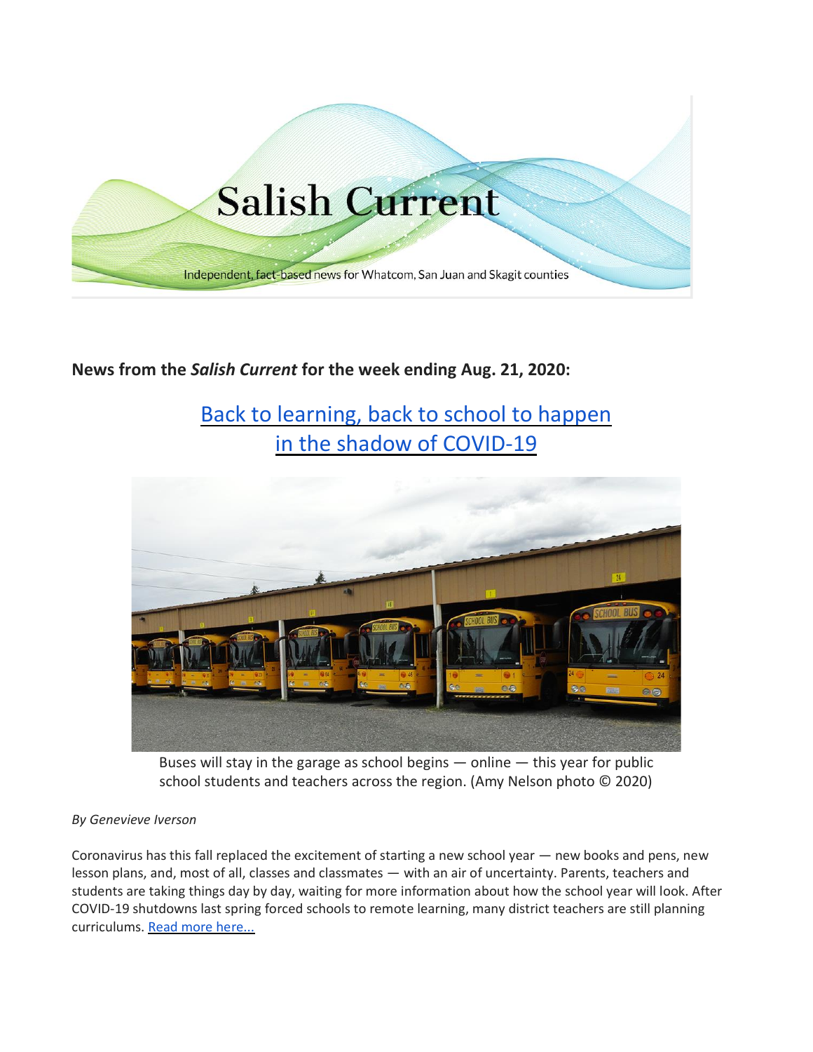# Salish Current

Independent, fact-based news for Whatcom, San Juan and Skagit counties

**News from the *Salish Current* for the week ending Aug. 21, 2020:**

## Back to learning, back to school to happen in the shadow of COVID-19

Buses will stay in the garage as school begins — online — this year for public school students and teachers across the region. (Amy Nelson photo © 2020)

*By Genevieve Iverson*

Coronavirus has this fall replaced the excitement of starting a new school year — new books and pens, new lesson plans, and, most of all, classes and classmates — with an air of uncertainty. Parents, teachers and students are taking things day by day, waiting for more information about how the school year will look. After COVID-19 shutdowns last spring forced schools to remote learning, many district teachers are still planning curriculums. Read more here...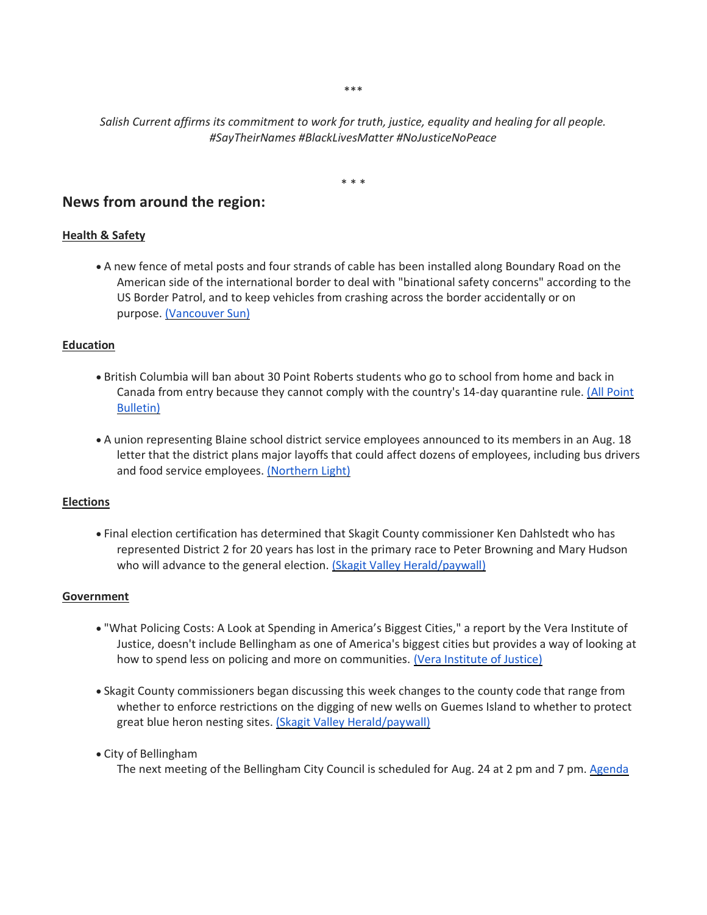\*\*\*

*Salish Current affirms its commitment to work for truth, justice, equality and healing for all people. #SayTheirNames #BlackLivesMatter #NoJusticeNoPeace*

\* \* \*

## News from around the region:

**Health & Safety**

- A new fence of metal posts and four strands of cable has been installed along Boundary Road on the American side of the international border to deal with "binational safety concerns" according to the US Border Patrol, and to keep vehicles from crashing across the border accidentally or on purpose. (Vancouver Sun)

**Education**

- British Columbia will ban about 30 Point Roberts students who go to school from home and back in Canada from entry because they cannot comply with the country's 14-day quarantine rule. (All Point Bulletin)
- A union representing Blaine school district service employees announced to its members in an Aug. 18 letter that the district plans major layoffs that could affect dozens of employees, including bus drivers and food service employees. (Northern Light)

**Elections**

- Final election certification has determined that Skagit County commissioner Ken Dahlstedt who has represented District 2 for 20 years has lost in the primary race to Peter Browning and Mary Hudson who will advance to the general election. (Skagit Valley Herald/paywall)

**Government**

- "What Policing Costs: A Look at Spending in America's Biggest Cities," a report by the Vera Institute of Justice, doesn't include Bellingham as one of America's biggest cities but provides a way of looking at how to spend less on policing and more on communities. (Vera Institute of Justice)
- Skagit County commissioners began discussing this week changes to the county code that range from whether to enforce restrictions on the digging of new wells on Guemes Island to whether to protect great blue heron nesting sites. (Skagit Valley Herald/paywall)
- City of Bellingham
  The next meeting of the Bellingham City Council is scheduled for Aug. 24 at 2 pm and 7 pm. Agenda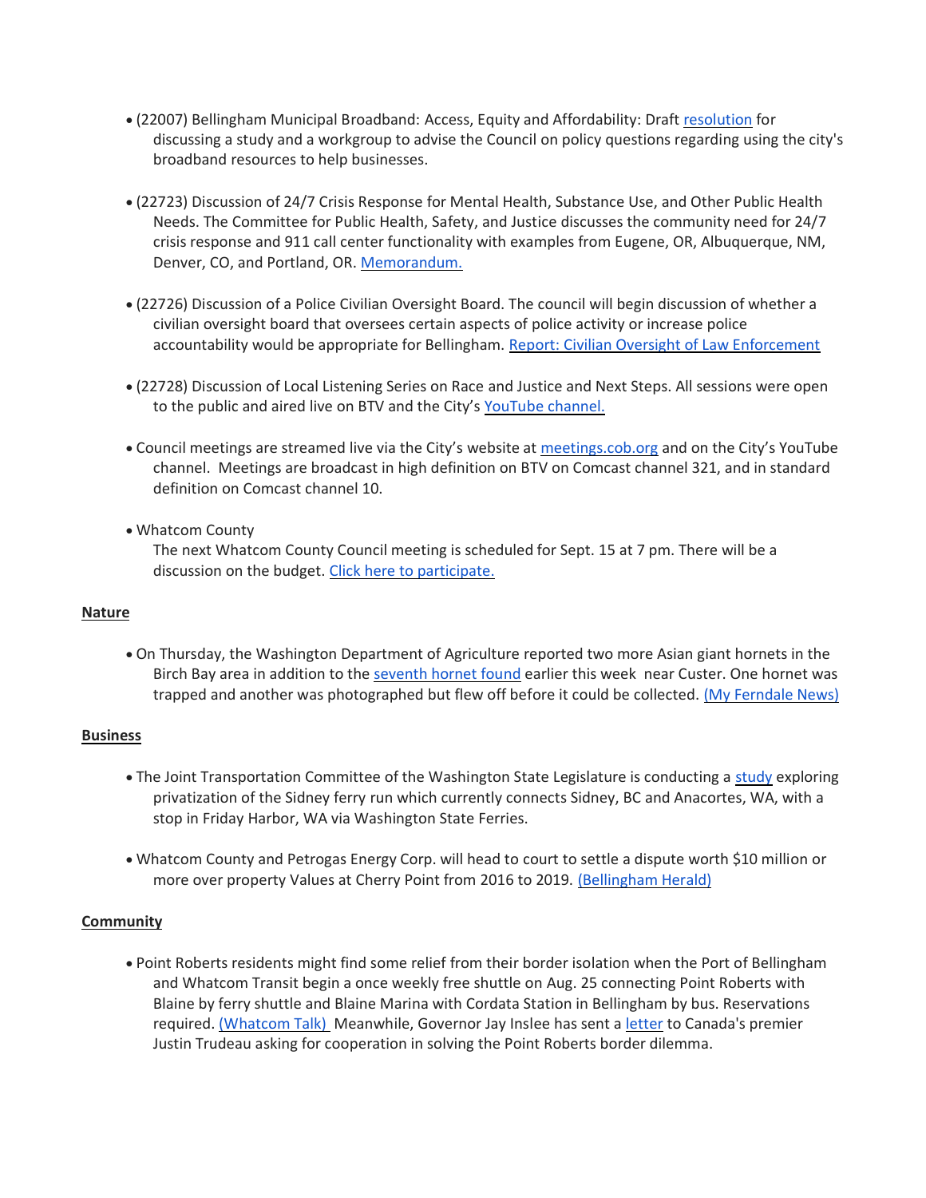- (22007) Bellingham Municipal Broadband: Access, Equity and Affordability: Draft resolution for discussing a study and a workgroup to advise the Council on policy questions regarding using the city's broadband resources to help businesses.

- (22723) Discussion of 24/7 Crisis Response for Mental Health, Substance Use, and Other Public Health Needs. The Committee for Public Health, Safety, and Justice discusses the community need for 24/7 crisis response and 911 call center functionality with examples from Eugene, OR, Albuquerque, NM, Denver, CO, and Portland, OR. Memorandum.

- (22726) Discussion of a Police Civilian Oversight Board. The council will begin discussion of whether a civilian oversight board that oversees certain aspects of police activity or increase police accountability would be appropriate for Bellingham. Report: Civilian Oversight of Law Enforcement

- (22728) Discussion of Local Listening Series on Race and Justice and Next Steps. All sessions were open to the public and aired live on BTV and the City's YouTube channel.

- Council meetings are streamed live via the City's website at meetings.cob.org and on the City's YouTube channel. Meetings are broadcast in high definition on BTV on Comcast channel 321, and in standard definition on Comcast channel 10.

- Whatcom County
  The next Whatcom County Council meeting is scheduled for Sept. 15 at 7 pm. There will be a discussion on the budget. Click here to participate.

**Nature**

- On Thursday, the Washington Department of Agriculture reported two more Asian giant hornets in the Birch Bay area in addition to the seventh hornet found earlier this week near Custer. One hornet was trapped and another was photographed but flew off before it could be collected. (My Ferndale News)

**Business**

- The Joint Transportation Committee of the Washington State Legislature is conducting a study exploring privatization of the Sidney ferry run which currently connects Sidney, BC and Anacortes, WA, with a stop in Friday Harbor, WA via Washington State Ferries.

- Whatcom County and Petrogas Energy Corp. will head to court to settle a dispute worth $10 million or more over property Values at Cherry Point from 2016 to 2019. (Bellingham Herald)

**Community**

- Point Roberts residents might find some relief from their border isolation when the Port of Bellingham and Whatcom Transit begin a once weekly free shuttle on Aug. 25 connecting Point Roberts with Blaine by ferry shuttle and Blaine Marina with Cordata Station in Bellingham by bus. Reservations required. (Whatcom Talk) Meanwhile, Governor Jay Inslee has sent a letter to Canada's premier Justin Trudeau asking for cooperation in solving the Point Roberts border dilemma.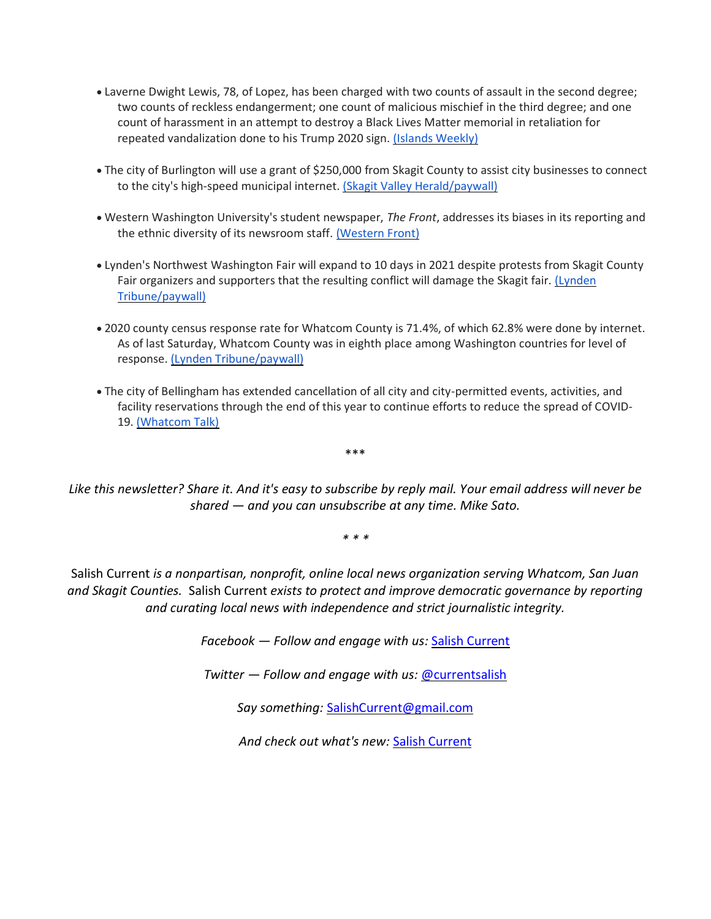- Laverne Dwight Lewis, 78, of Lopez, has been charged with two counts of assault in the second degree; two counts of reckless endangerment; one count of malicious mischief in the third degree; and one count of harassment in an attempt to destroy a Black Lives Matter memorial in retaliation for repeated vandalization done to his Trump 2020 sign. (Islands Weekly)

- The city of Burlington will use a grant of $250,000 from Skagit County to assist city businesses to connect to the city's high-speed municipal internet. (Skagit Valley Herald/paywall)

- Western Washington University's student newspaper, *The Front*, addresses its biases in its reporting and the ethnic diversity of its newsroom staff. (Western Front)

- Lynden's Northwest Washington Fair will expand to 10 days in 2021 despite protests from Skagit County Fair organizers and supporters that the resulting conflict will damage the Skagit fair. (Lynden Tribune/paywall)

- 2020 county census response rate for Whatcom County is 71.4%, of which 62.8% were done by internet. As of last Saturday, Whatcom County was in eighth place among Washington countries for level of response. (Lynden Tribune/paywall)

- The city of Bellingham has extended cancellation of all city and city-permitted events, activities, and facility reservations through the end of this year to continue efforts to reduce the spread of COVID-19. (Whatcom Talk)

***

*Like this newsletter? Share it. And it's easy to subscribe by reply mail. Your email address will never be shared — and you can unsubscribe at any time. Mike Sato.*

* * *

Salish Current *is a nonpartisan, nonprofit, online local news organization serving Whatcom, San Juan and Skagit Counties.* Salish Current *exists to protect and improve democratic governance by reporting and curating local news with independence and strict journalistic integrity.*

*Facebook — Follow and engage with us:* Salish Current

*Twitter — Follow and engage with us:* @currentsalish

*Say something:* SalishCurrent@gmail.com

*And check out what's new:* Salish Current